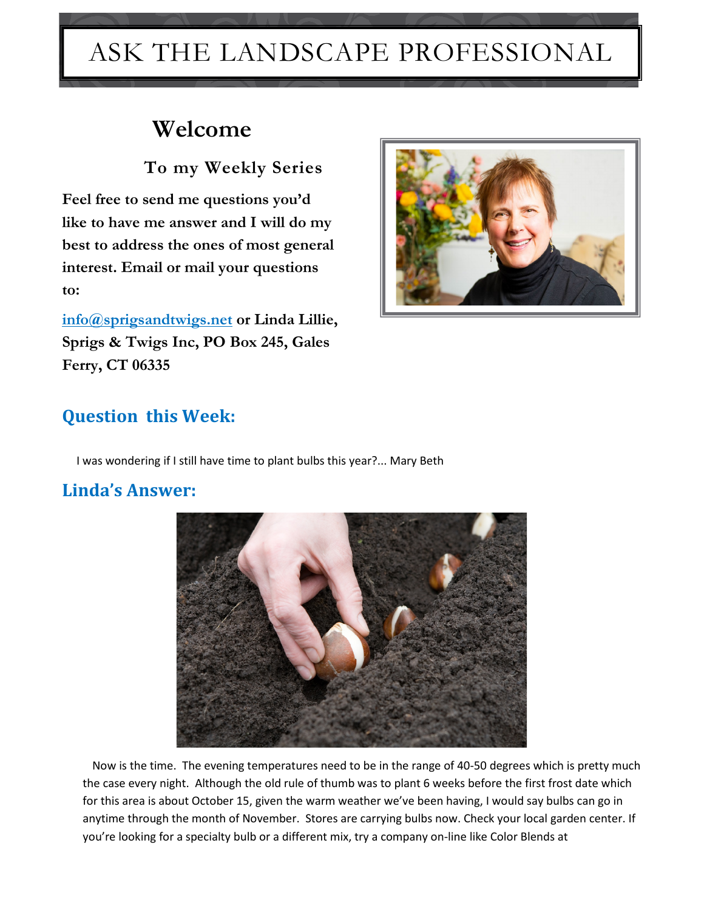# ASK THE LANDSCAPE PROFESSIONAL

## Welcome

### To my Weekly Series

**Feel free to send me questions you'd like to have me answer and I will do my best to address the ones of most general interest. Email or mail your questions to:**

**[info@sprigsandtwigs.net](mailto:info@sprigsandtwigs.net) or Linda Lillie, Sprigs & Twigs Inc, PO Box 245, Gales Ferry, CT 06335**

## Question this Week:

I was wondering if I still have time to plant bulbs this year?... Mary Beth

## Linda's Answer:

Now is the time. The evening temperatures need to be in the range of 40-50 degrees which is pretty much the case every night. Although the old rule of thumb was to plant 6 weeks before the first frost date which for this area is about October 15, given the warm weather we've been having, I would say bulbs can go in anytime through the month of November. Stores are carrying bulbs now. Check your local garden center. If you're looking for a specialty bulb or a different mix, try a company on-line like Color Blends at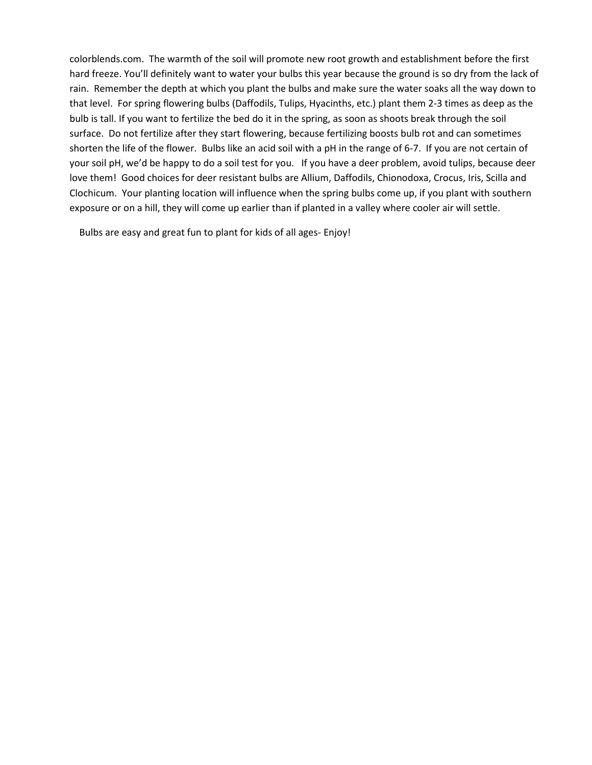colorblends.com. The warmth of the soil will promote new root growth and establishment before the first hard freeze. You'll definitely want to water your bulbs this year because the ground is so dry from the lack of rain. Remember the depth at which you plant the bulbs and make sure the water soaks all the way down to that level. For spring flowering bulbs (Daffodils, Tulips, Hyacinths, etc.) plant them 2-3 times as deep as the bulb is tall. If you want to fertilize the bed do it in the spring, as soon as shoots break through the soil surface. Do not fertilize after they start flowering, because fertilizing boosts bulb rot and can sometimes shorten the life of the flower. Bulbs like an acid soil with a pH in the range of 6-7. If you are not certain of your soil pH, we'd be happy to do a soil test for you. If you have a deer problem, avoid tulips, because deer love them! Good choices for deer resistant bulbs are Allium, Daffodils, Chionodoxa, Crocus, Iris, Scilla and Clochicum. Your planting location will influence when the spring bulbs come up, if you plant with southern exposure or on a hill, they will come up earlier than if planted in a valley where cooler air will settle.

Bulbs are easy and great fun to plant for kids of all ages- Enjoy!